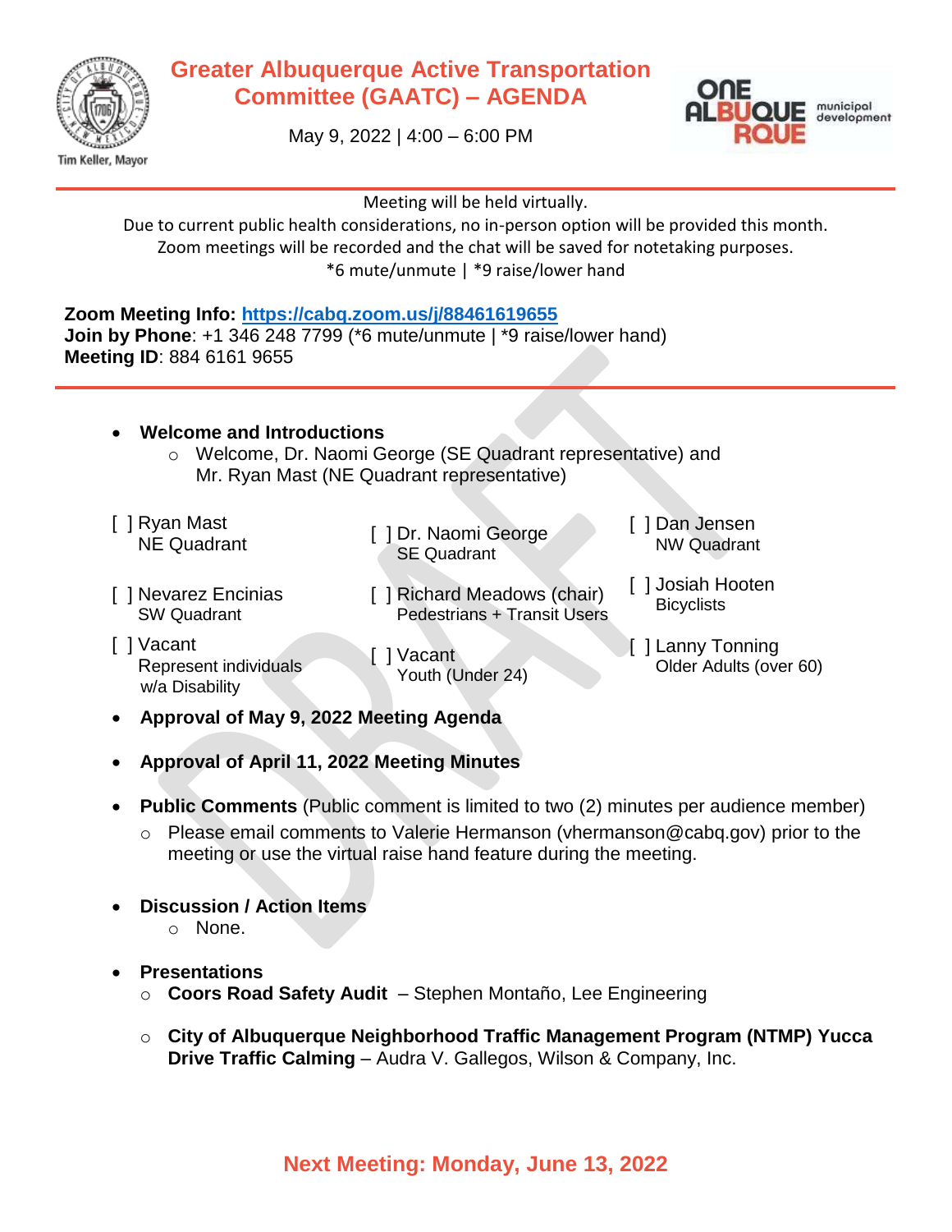# Greater Albuquerque Active Transportation Committee (GAATC) – AGENDA

May 9, 2022 | 4:00 – 6:00 PM

Tim Keller, Mayor

ONE ALBUQUERQUE municipal development

Meeting will be held virtually.
Due to current public health considerations, no in-person option will be provided this month.
Zoom meetings will be recorded and the chat will be saved for notetaking purposes.
*6 mute/unmute | *9 raise/lower hand

**Zoom Meeting Info:** [https://cabq.zoom.us/j/88461619655](https://cabq.zoom.us/j/88461619655)
**Join by Phone**: +1 346 248 7799 (*6 mute/unmute | *9 raise/lower hand)
**Meeting ID**: 884 6161 9655

- **Welcome and Introductions**
  - Welcome, Dr. Naomi George (SE Quadrant representative) and Mr. Ryan Mast (NE Quadrant representative)

|  |  |  |
|---|---|---|
| [ ] Ryan Mast<br>NE Quadrant | [ ] Dr. Naomi George<br>SE Quadrant | [ ] Dan Jensen<br>NW Quadrant |
| [ ] Nevarez Encinias<br>SW Quadrant | [ ] Richard Meadows (chair)<br>Pedestrians + Transit Users | [ ] Josiah Hooten<br>Bicyclists |
| [ ] Vacant<br>Represent individuals w/a Disability | [ ] Vacant<br>Youth (Under 24) | [ ] Lanny Tonning<br>Older Adults (over 60) |

- **Approval of May 9, 2022 Meeting Agenda**
- **Approval of April 11, 2022 Meeting Minutes**
- **Public Comments** (Public comment is limited to two (2) minutes per audience member)
  - Please email comments to Valerie Hermanson (vhermanson@cabq.gov) prior to the meeting or use the virtual raise hand feature during the meeting.
- **Discussion / Action Items**
  - None.
- **Presentations**
  - **Coors Road Safety Audit** – Stephen Montaño, Lee Engineering
  - **City of Albuquerque Neighborhood Traffic Management Program (NTMP) Yucca Drive Traffic Calming** – Audra V. Gallegos, Wilson & Company, Inc.

**Next Meeting: Monday, June 13, 2022**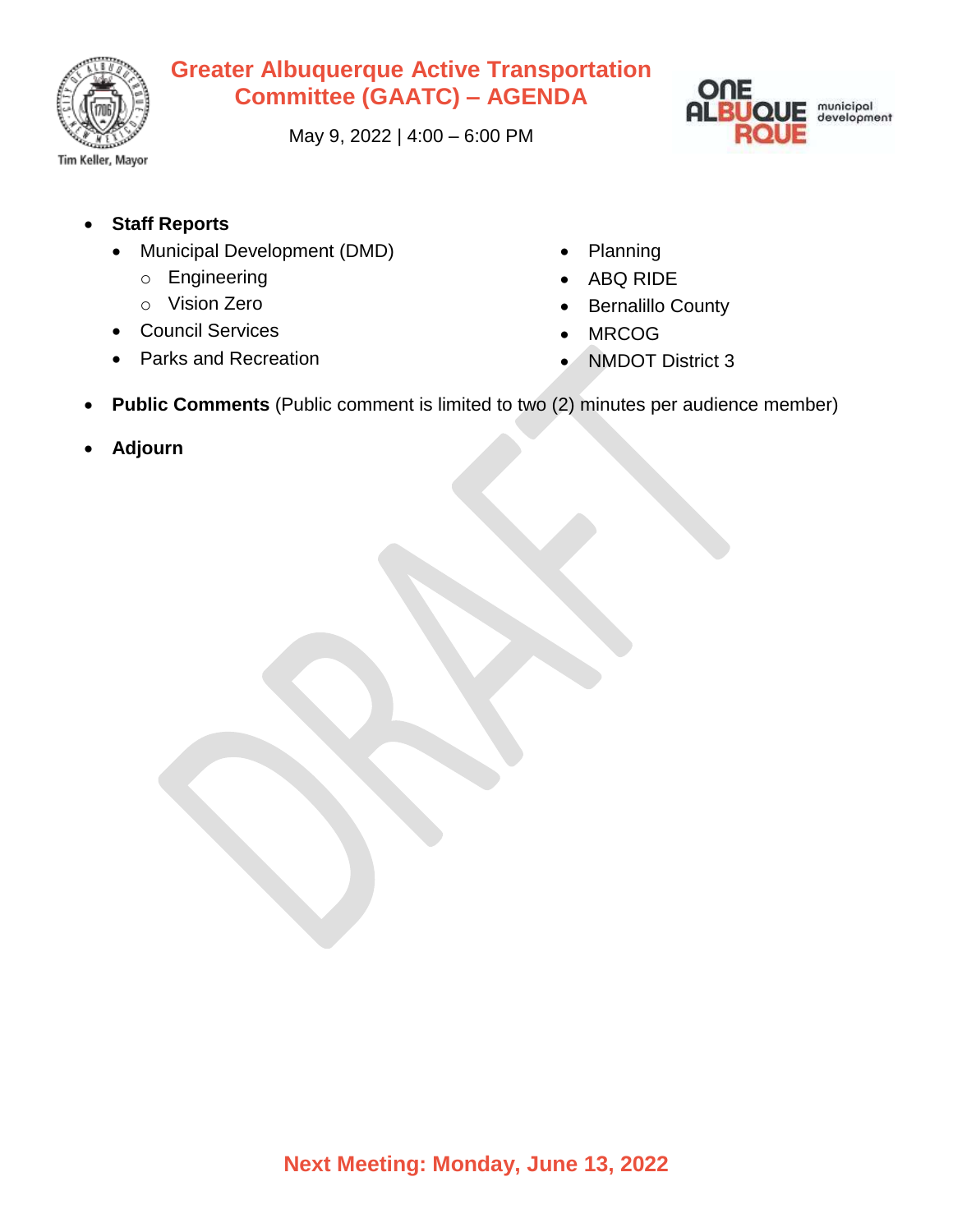# Greater Albuquerque Active Transportation Committee (GAATC) – AGENDA

May 9, 2022 | 4:00 – 6:00 PM

Tim Keller, Mayor

ONE ALBUQUERQUE municipal development

- **Staff Reports**
  - Municipal Development (DMD)
    - Engineering
    - Vision Zero
  - Council Services
  - Parks and Recreation
  - Planning
  - ABQ RIDE
  - Bernalillo County
  - MRCOG
  - NMDOT District 3
- **Public Comments** (Public comment is limited to two (2) minutes per audience member)
- **Adjourn**

DRAFT

**Next Meeting: Monday, June 13, 2022**